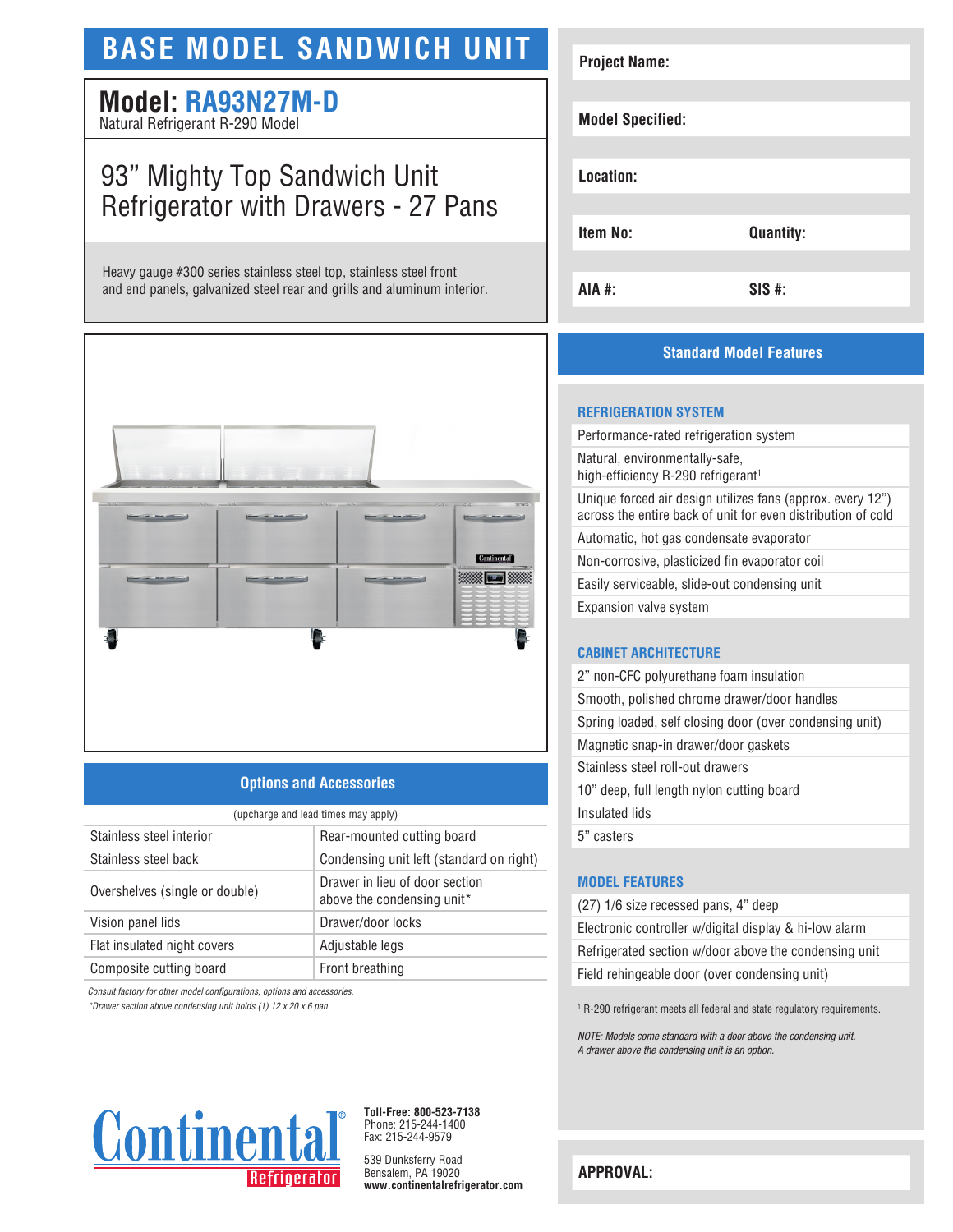# BASE MODEL SANDWICH UNIT

## Model: RA93N27M-D

Natural Refrigerant R-290 Model

## 93" Mighty Top Sandwich Unit Refrigerator with Drawers - 27 Pans

Heavy gauge #300 series stainless steel top, stainless steel front and end panels, galvanized steel rear and grills and aluminum interior.

| | |
|---|---|
| **Project Name:** | |
| **Model Specified:** | |
| **Location:** | |
| **Item No:** | **Quantity:** |
| **AIA #:** | **SIS #:** |

### Options and Accessories

(upcharge and lead times may apply)

| | |
|---|---|
| Stainless steel interior | Rear-mounted cutting board |
| Stainless steel back | Condensing unit left (standard on right) |
| Overshelves (single or double) | Drawer in lieu of door section above the condensing unit* |
| Vision panel lids | Drawer/door locks |
| Flat insulated night covers | Adjustable legs |
| Composite cutting board | Front breathing |

*Consult factory for other model configurations, options and accessories.*

*\*Drawer section above condensing unit holds (1) 12 x 20 x 6 pan.*

### Standard Model Features

#### REFRIGERATION SYSTEM

- Performance-rated refrigeration system
- Natural, environmentally-safe, high-efficiency R-290 refrigerant[1]
- Unique forced air design utilizes fans (approx. every 12") across the entire back of unit for even distribution of cold
- Automatic, hot gas condensate evaporator
- Non-corrosive, plasticized fin evaporator coil
- Easily serviceable, slide-out condensing unit
- Expansion valve system

#### CABINET ARCHITECTURE

- 2" non-CFC polyurethane foam insulation
- Smooth, polished chrome drawer/door handles
- Spring loaded, self closing door (over condensing unit)
- Magnetic snap-in drawer/door gaskets
- Stainless steel roll-out drawers
- 10" deep, full length nylon cutting board
- Insulated lids
- 5" casters

#### MODEL FEATURES

- (27) 1/6 size recessed pans, 4" deep
- Electronic controller w/digital display & hi-low alarm
- Refrigerated section w/door above the condensing unit
- Field rehingeable door (over condensing unit)

[1] R-290 refrigerant meets all federal and state regulatory requirements.

*NOTE: Models come standard with a door above the condensing unit. A drawer above the condensing unit is an option.*

Continental Refrigerator

**Toll-Free: 800-523-7138**
Phone: 215-244-1400
Fax: 215-244-9579

539 Dunksferry Road
Bensalem, PA 19020
**www.continentalrefrigerator.com**

**APPROVAL:**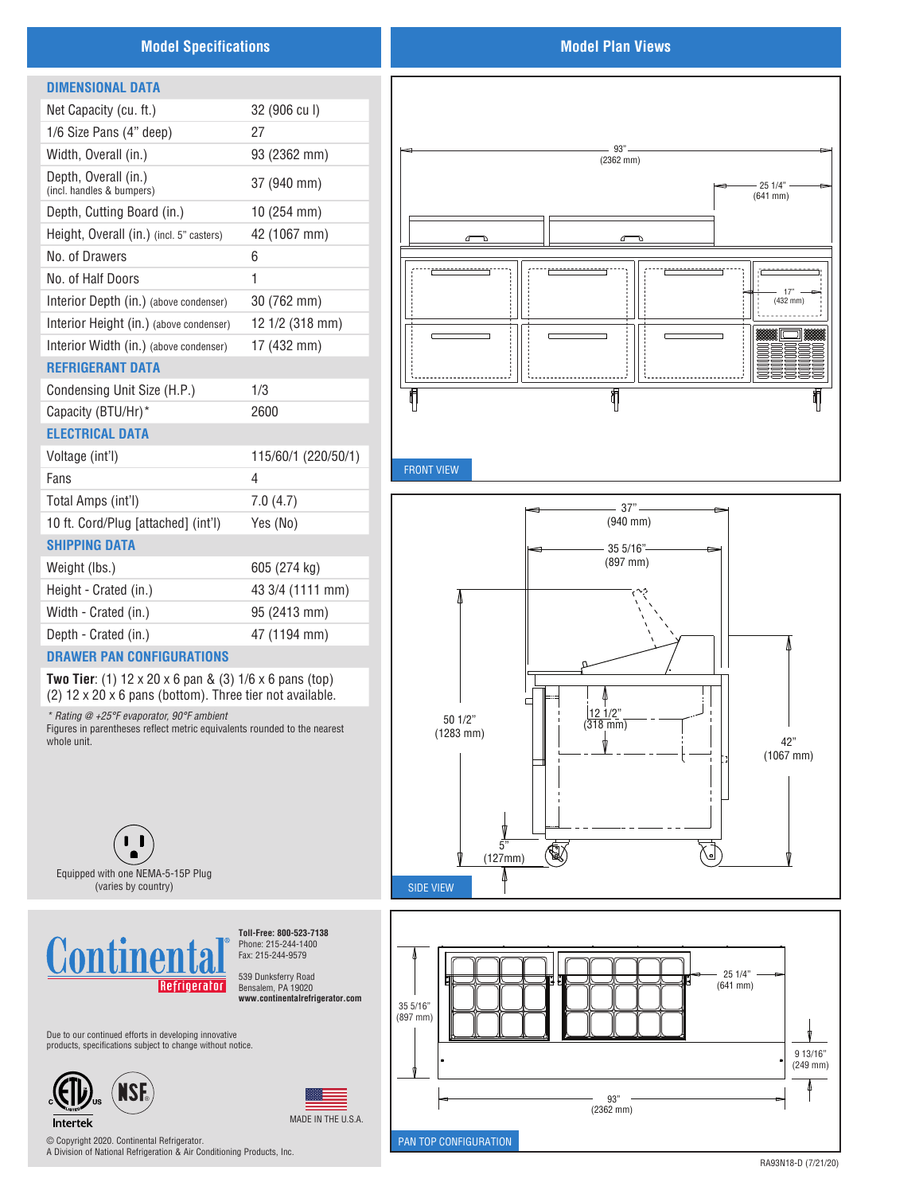## Model Specifications

### DIMENSIONAL DATA

| | |
|---|---|
| Net Capacity (cu. ft.) | 32 (906 cu l) |
| 1/6 Size Pans (4" deep) | 27 |
| Width, Overall (in.) | 93 (2362 mm) |
| Depth, Overall (in.) (incl. handles & bumpers) | 37 (940 mm) |
| Depth, Cutting Board (in.) | 10 (254 mm) |
| Height, Overall (in.) (incl. 5" casters) | 42 (1067 mm) |
| No. of Drawers | 6 |
| No. of Half Doors | 1 |
| Interior Depth (in.) (above condenser) | 30 (762 mm) |
| Interior Height (in.) (above condenser) | 12 1/2 (318 mm) |
| Interior Width (in.) (above condenser) | 17 (432 mm) |

### REFRIGERANT DATA

| | |
|---|---|
| Condensing Unit Size (H.P.) | 1/3 |
| Capacity (BTU/Hr)* | 2600 |

### ELECTRICAL DATA

| | |
|---|---|
| Voltage (int'l) | 115/60/1 (220/50/1) |
| Fans | 4 |
| Total Amps (int'l) | 7.0 (4.7) |
| 10 ft. Cord/Plug [attached] (int'l) | Yes (No) |

### SHIPPING DATA

| | |
|---|---|
| Weight (lbs.) | 605 (274 kg) |
| Height - Crated (in.) | 43 3/4 (1111 mm) |
| Width - Crated (in.) | 95 (2413 mm) |
| Depth - Crated (in.) | 47 (1194 mm) |

### DRAWER PAN CONFIGURATIONS

**Two Tier**: (1) 12 x 20 x 6 pan & (3) 1/6 x 6 pans (top) (2) 12 x 20 x 6 pans (bottom). Three tier not available.

*\* Rating @ +25°F evaporator, 90°F ambient*

Figures in parentheses reflect metric equivalents rounded to the nearest whole unit.

Equipped with one NEMA-5-15P Plug (varies by country)

**Continental Refrigerator**

**Toll-Free: 800-523-7138**
Phone: 215-244-1400
Fax: 215-244-9579

539 Dunksferry Road
Bensalem, PA 19020
**www.continentalrefrigerator.com**

Due to our continued efforts in developing innovative products, specifications subject to change without notice.

Intertek

MADE IN THE U.S.A.

© Copyright 2020. Continental Refrigerator.
A Division of National Refrigeration & Air Conditioning Products, Inc.

## Model Plan Views

FRONT VIEW

93"
(2362 mm)

25 1/4"
(641 mm)

17"
(432 mm)

SIDE VIEW

37"
(940 mm)

35 5/16"
(897 mm)

50 1/2"
(1283 mm)

12 1/2"
(318 mm)

42"
(1067 mm)

5"
(127mm)

PAN TOP CONFIGURATION

35 5/16"
(897 mm)

25 1/4"
(641 mm)

9 13/16"
(249 mm)

93"
(2362 mm)

RA93N18-D (7/21/20)